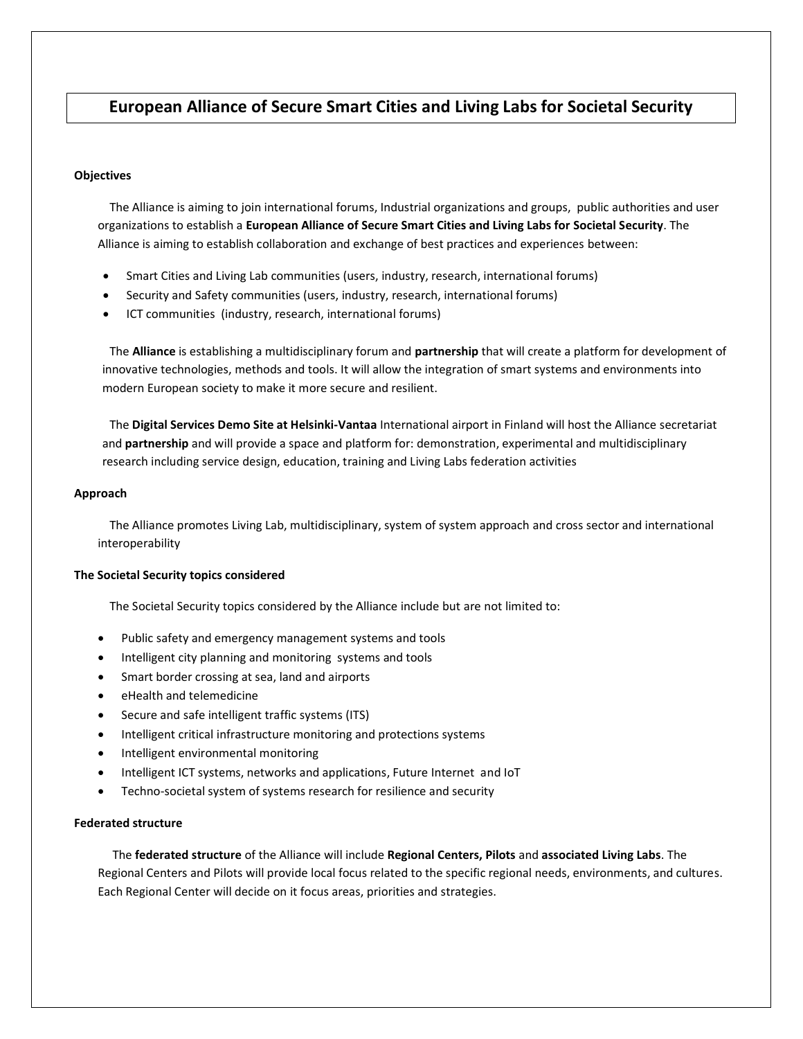# European Alliance of Secure Smart Cities and Living Labs for Societal Security

**Objectives**

The Alliance is aiming to join international forums, Industrial organizations and groups, public authorities and user organizations to establish a **European Alliance of Secure Smart Cities and Living Labs for Societal Security**. The Alliance is aiming to establish collaboration and exchange of best practices and experiences between:

- Smart Cities and Living Lab communities (users, industry, research, international forums)
- Security and Safety communities (users, industry, research, international forums)
- ICT communities (industry, research, international forums)

The **Alliance** is establishing a multidisciplinary forum and **partnership** that will create a platform for development of innovative technologies, methods and tools. It will allow the integration of smart systems and environments into modern European society to make it more secure and resilient.

The **Digital Services Demo Site at Helsinki-Vantaa** International airport in Finland will host the Alliance secretariat and **partnership** and will provide a space and platform for: demonstration, experimental and multidisciplinary research including service design, education, training and Living Labs federation activities

**Approach**

The Alliance promotes Living Lab, multidisciplinary, system of system approach and cross sector and international interoperability

**The Societal Security topics considered**

The Societal Security topics considered by the Alliance include but are not limited to:

- Public safety and emergency management systems and tools
- Intelligent city planning and monitoring systems and tools
- Smart border crossing at sea, land and airports
- eHealth and telemedicine
- Secure and safe intelligent traffic systems (ITS)
- Intelligent critical infrastructure monitoring and protections systems
- Intelligent environmental monitoring
- Intelligent ICT systems, networks and applications, Future Internet and IoT
- Techno-societal system of systems research for resilience and security

**Federated structure**

The **federated structure** of the Alliance will include **Regional Centers, Pilots** and **associated Living Labs**. The Regional Centers and Pilots will provide local focus related to the specific regional needs, environments, and cultures. Each Regional Center will decide on it focus areas, priorities and strategies.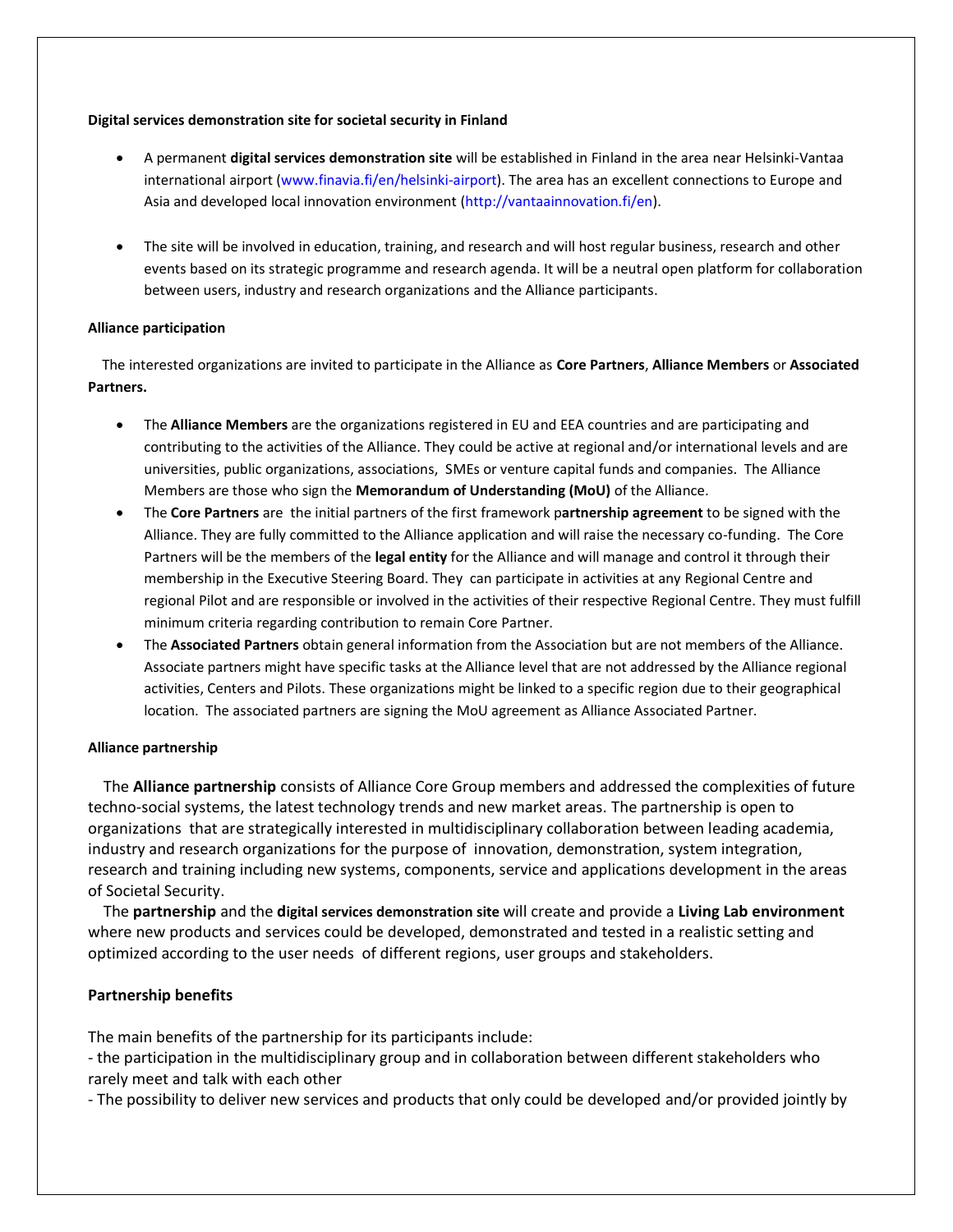**Digital services demonstration site for societal security in Finland**

- A permanent **digital services demonstration site** will be established in Finland in the area near Helsinki-Vantaa international airport (www.finavia.fi/en/helsinki-airport). The area has an excellent connections to Europe and Asia and developed local innovation environment (http://vantaainnovation.fi/en).

- The site will be involved in education, training, and research and will host regular business, research and other events based on its strategic programme and research agenda. It will be a neutral open platform for collaboration between users, industry and research organizations and the Alliance participants.

**Alliance participation**

The interested organizations are invited to participate in the Alliance as **Core Partners**, **Alliance Members** or **Associated Partners.**

- The **Alliance Members** are the organizations registered in EU and EEA countries and are participating and contributing to the activities of the Alliance. They could be active at regional and/or international levels and are universities, public organizations, associations, SMEs or venture capital funds and companies. The Alliance Members are those who sign the **Memorandum of Understanding (MoU)** of the Alliance.
- The **Core Partners** are the initial partners of the first framework p**artnership agreement** to be signed with the Alliance. They are fully committed to the Alliance application and will raise the necessary co-funding. The Core Partners will be the members of the **legal entity** for the Alliance and will manage and control it through their membership in the Executive Steering Board. They can participate in activities at any Regional Centre and regional Pilot and are responsible or involved in the activities of their respective Regional Centre. They must fulfill minimum criteria regarding contribution to remain Core Partner.
- The **Associated Partners** obtain general information from the Association but are not members of the Alliance. Associate partners might have specific tasks at the Alliance level that are not addressed by the Alliance regional activities, Centers and Pilots. These organizations might be linked to a specific region due to their geographical location. The associated partners are signing the MoU agreement as Alliance Associated Partner.

**Alliance partnership**

The **Alliance partnership** consists of Alliance Core Group members and addressed the complexities of future techno-social systems, the latest technology trends and new market areas. The partnership is open to organizations that are strategically interested in multidisciplinary collaboration between leading academia, industry and research organizations for the purpose of innovation, demonstration, system integration, research and training including new systems, components, service and applications development in the areas of Societal Security.

The **partnership** and the **digital services demonstration site** will create and provide a **Living Lab environment** where new products and services could be developed, demonstrated and tested in a realistic setting and optimized according to the user needs of different regions, user groups and stakeholders.

**Partnership benefits**

The main benefits of the partnership for its participants include:
- the participation in the multidisciplinary group and in collaboration between different stakeholders who rarely meet and talk with each other
- The possibility to deliver new services and products that only could be developed and/or provided jointly by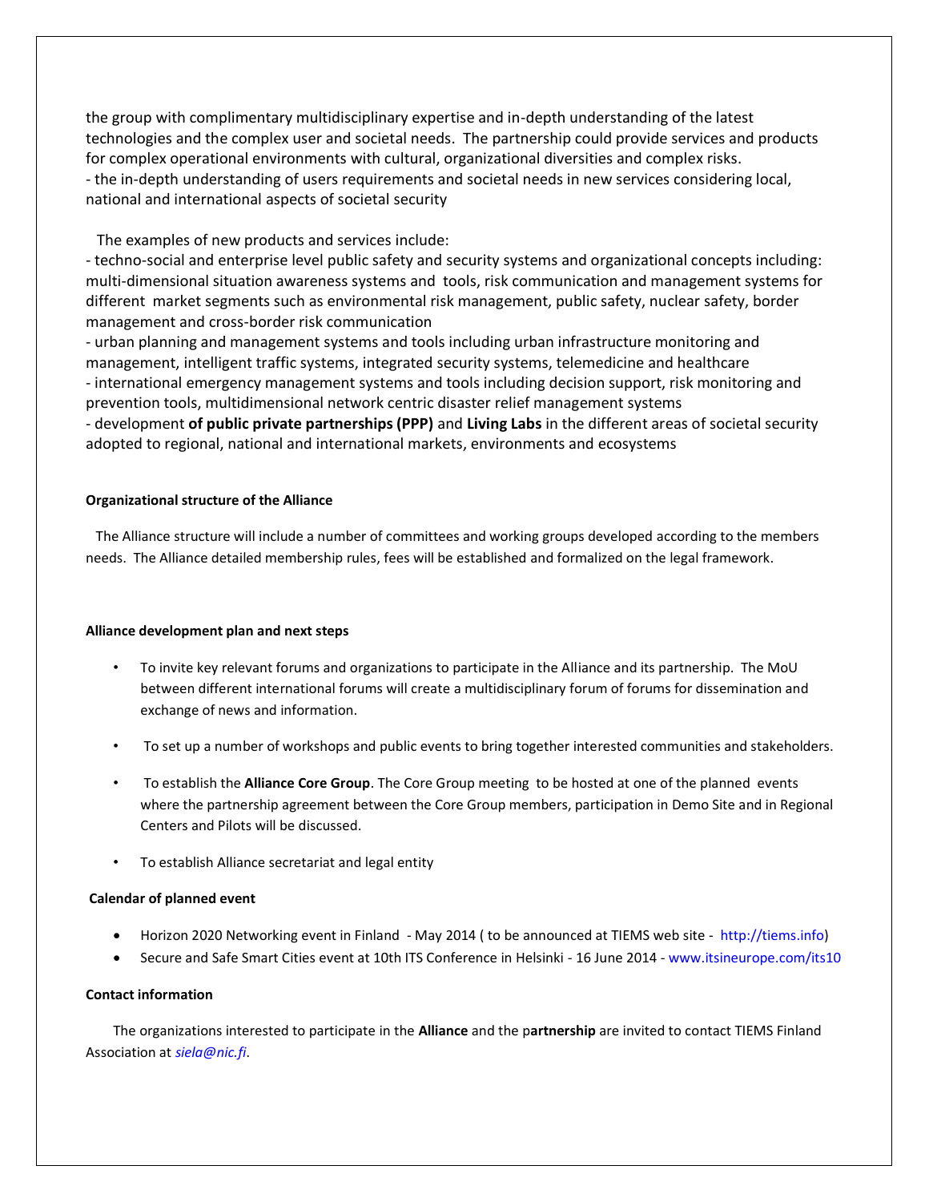the group with complimentary multidisciplinary expertise and in-depth understanding of the latest technologies and the complex user and societal needs. The partnership could provide services and products for complex operational environments with cultural, organizational diversities and complex risks.
- the in-depth understanding of users requirements and societal needs in new services considering local, national and international aspects of societal security

The examples of new products and services include:
- techno-social and enterprise level public safety and security systems and organizational concepts including: multi-dimensional situation awareness systems and tools, risk communication and management systems for different market segments such as environmental risk management, public safety, nuclear safety, border management and cross-border risk communication
- urban planning and management systems and tools including urban infrastructure monitoring and management, intelligent traffic systems, integrated security systems, telemedicine and healthcare
- international emergency management systems and tools including decision support, risk monitoring and prevention tools, multidimensional network centric disaster relief management systems
- development **of public private partnerships (PPP)** and **Living Labs** in the different areas of societal security adopted to regional, national and international markets, environments and ecosystems

**Organizational structure of the Alliance**

The Alliance structure will include a number of committees and working groups developed according to the members needs. The Alliance detailed membership rules, fees will be established and formalized on the legal framework.

**Alliance development plan and next steps**

- To invite key relevant forums and organizations to participate in the Alliance and its partnership. The MoU between different international forums will create a multidisciplinary forum of forums for dissemination and exchange of news and information.
- To set up a number of workshops and public events to bring together interested communities and stakeholders.
- To establish the **Alliance Core Group**. The Core Group meeting to be hosted at one of the planned events where the partnership agreement between the Core Group members, participation in Demo Site and in Regional Centers and Pilots will be discussed.
- To establish Alliance secretariat and legal entity

**Calendar of planned event**

- Horizon 2020 Networking event in Finland - May 2014 ( to be announced at TIEMS web site - http://tiems.info)
- Secure and Safe Smart Cities event at 10th ITS Conference in Helsinki - 16 June 2014 - www.itsineurope.com/its10

**Contact information**

The organizations interested to participate in the **Alliance** and the p**artnership** are invited to contact TIEMS Finland Association at *siela@nic.fi*.